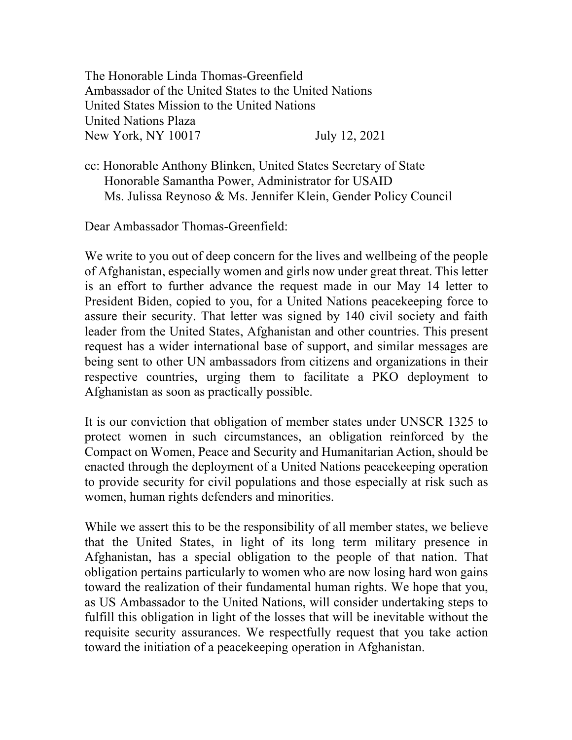The Honorable Linda Thomas-Greenfield
Ambassador of the United States to the United Nations
United States Mission to the United Nations
United Nations Plaza
New York, NY 10017 July 12, 2021

cc: Honorable Anthony Blinken, United States Secretary of State
Honorable Samantha Power, Administrator for USAID
Ms. Julissa Reynoso & Ms. Jennifer Klein, Gender Policy Council

Dear Ambassador Thomas-Greenfield:

We write to you out of deep concern for the lives and wellbeing of the people of Afghanistan, especially women and girls now under great threat. This letter is an effort to further advance the request made in our May 14 letter to President Biden, copied to you, for a United Nations peacekeeping force to assure their security. That letter was signed by 140 civil society and faith leader from the United States, Afghanistan and other countries. This present request has a wider international base of support, and similar messages are being sent to other UN ambassadors from citizens and organizations in their respective countries, urging them to facilitate a PKO deployment to Afghanistan as soon as practically possible.

It is our conviction that obligation of member states under UNSCR 1325 to protect women in such circumstances, an obligation reinforced by the Compact on Women, Peace and Security and Humanitarian Action, should be enacted through the deployment of a United Nations peacekeeping operation to provide security for civil populations and those especially at risk such as women, human rights defenders and minorities.

While we assert this to be the responsibility of all member states, we believe that the United States, in light of its long term military presence in Afghanistan, has a special obligation to the people of that nation. That obligation pertains particularly to women who are now losing hard won gains toward the realization of their fundamental human rights. We hope that you, as US Ambassador to the United Nations, will consider undertaking steps to fulfill this obligation in light of the losses that will be inevitable without the requisite security assurances. We respectfully request that you take action toward the initiation of a peacekeeping operation in Afghanistan.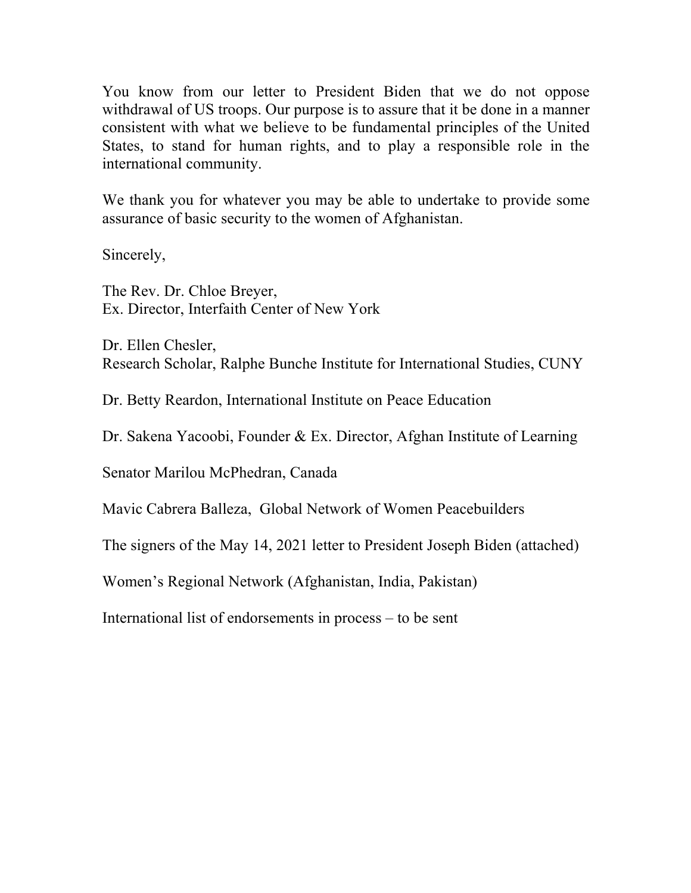You know from our letter to President Biden that we do not oppose withdrawal of US troops. Our purpose is to assure that it be done in a manner consistent with what we believe to be fundamental principles of the United States, to stand for human rights, and to play a responsible role in the international community.

We thank you for whatever you may be able to undertake to provide some assurance of basic security to the women of Afghanistan.

Sincerely,

The Rev. Dr. Chloe Breyer,
Ex. Director, Interfaith Center of New York

Dr. Ellen Chesler,
Research Scholar, Ralphe Bunche Institute for International Studies, CUNY

Dr. Betty Reardon, International Institute on Peace Education

Dr. Sakena Yacoobi, Founder & Ex. Director, Afghan Institute of Learning

Senator Marilou McPhedran, Canada

Mavic Cabrera Balleza, Global Network of Women Peacebuilders

The signers of the May 14, 2021 letter to President Joseph Biden (attached)

Women's Regional Network (Afghanistan, India, Pakistan)

International list of endorsements in process – to be sent